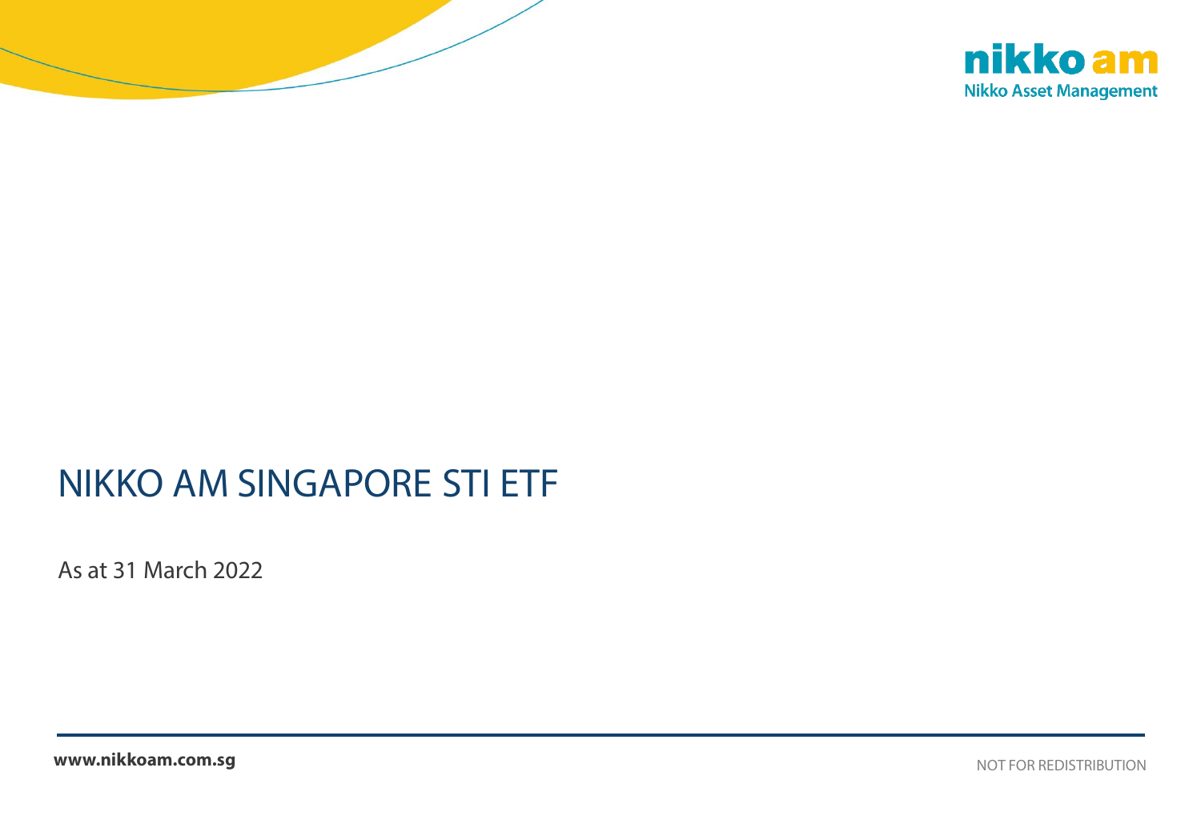# NIKKO AM SINGAPORE STI ETF

As at 31 March 2022

**www.nikkoam.com.sg**

NOT FOR REDISTRIBUTION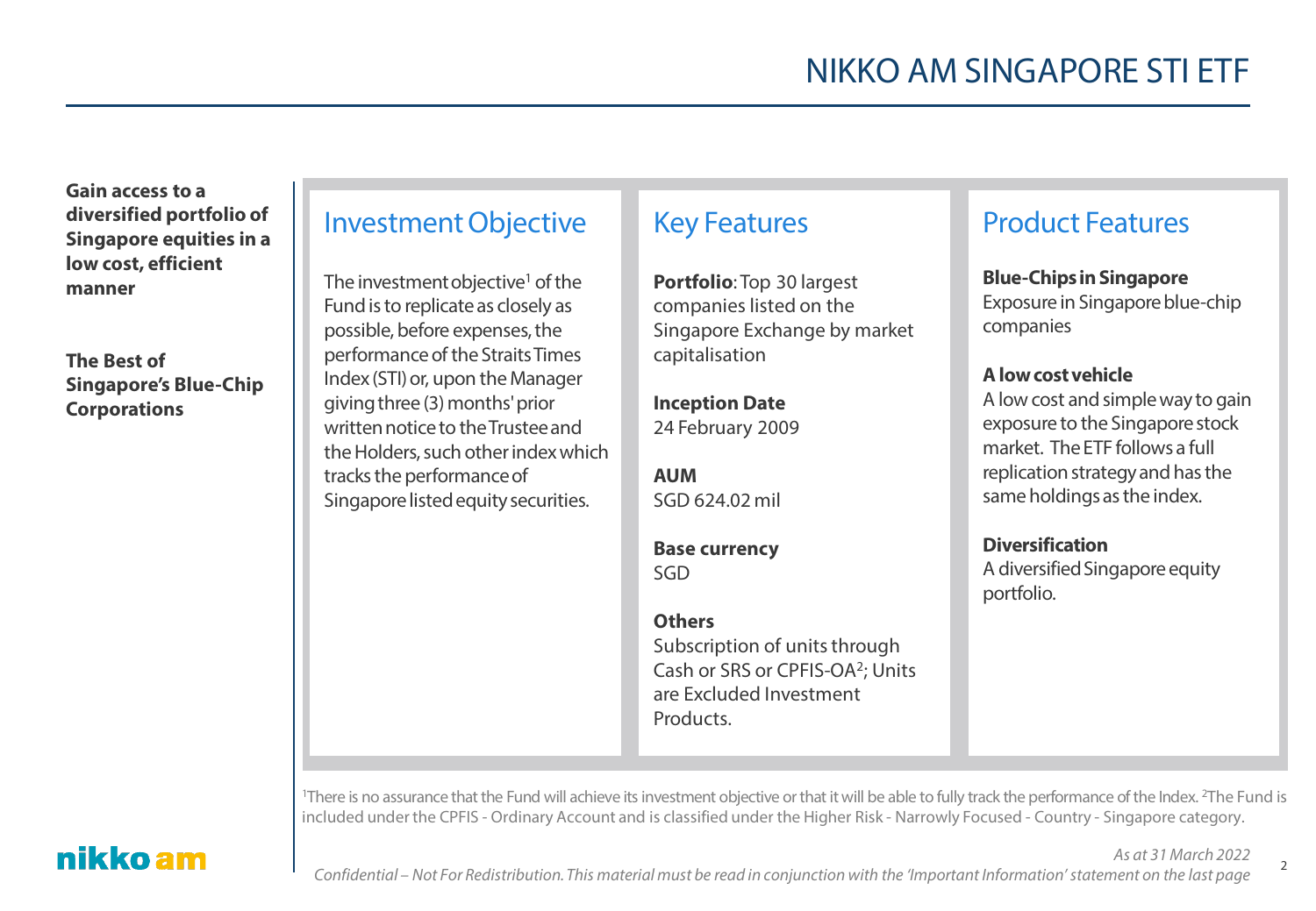# NIKKO AM SINGAPORE STI ETF

**Gain access to a diversified portfolio of Singapore equities in a low cost, efficient manner**

**The Best of Singapore's Blue-Chip Corporations**

## Investment Objective

The investment objective[1] of the Fund is to replicate as closely as possible, before expenses, the performance of the Straits Times Index (STI) or, upon the Manager giving three (3) months' prior written notice to the Trustee and the Holders, such other index which tracks the performance of Singapore listed equity securities.

## Key Features

**Portfolio**: Top 30 largest companies listed on the Singapore Exchange by market capitalisation

**Inception Date**
24 February 2009

**AUM**
SGD 624.02 mil

**Base currency**
SGD

**Others**
Subscription of units through Cash or SRS or CPFIS-OA[2]; Units are Excluded Investment Products.

## Product Features

**Blue-Chips in Singapore**
Exposure in Singapore blue-chip companies

**A low cost vehicle**
A low cost and simple way to gain exposure to the Singapore stock market. The ETF follows a full replication strategy and has the same holdings as the index.

**Diversification**
A diversified Singapore equity portfolio.

[1]There is no assurance that the Fund will achieve its investment objective or that it will be able to fully track the performance of the Index. [2]The Fund is included under the CPFIS - Ordinary Account and is classified under the Higher Risk - Narrowly Focused - Country - Singapore category.

*As at 31 March 2022*

*Confidential – Not For Redistribution. This material must be read in conjunction with the 'Important Information' statement on the last page*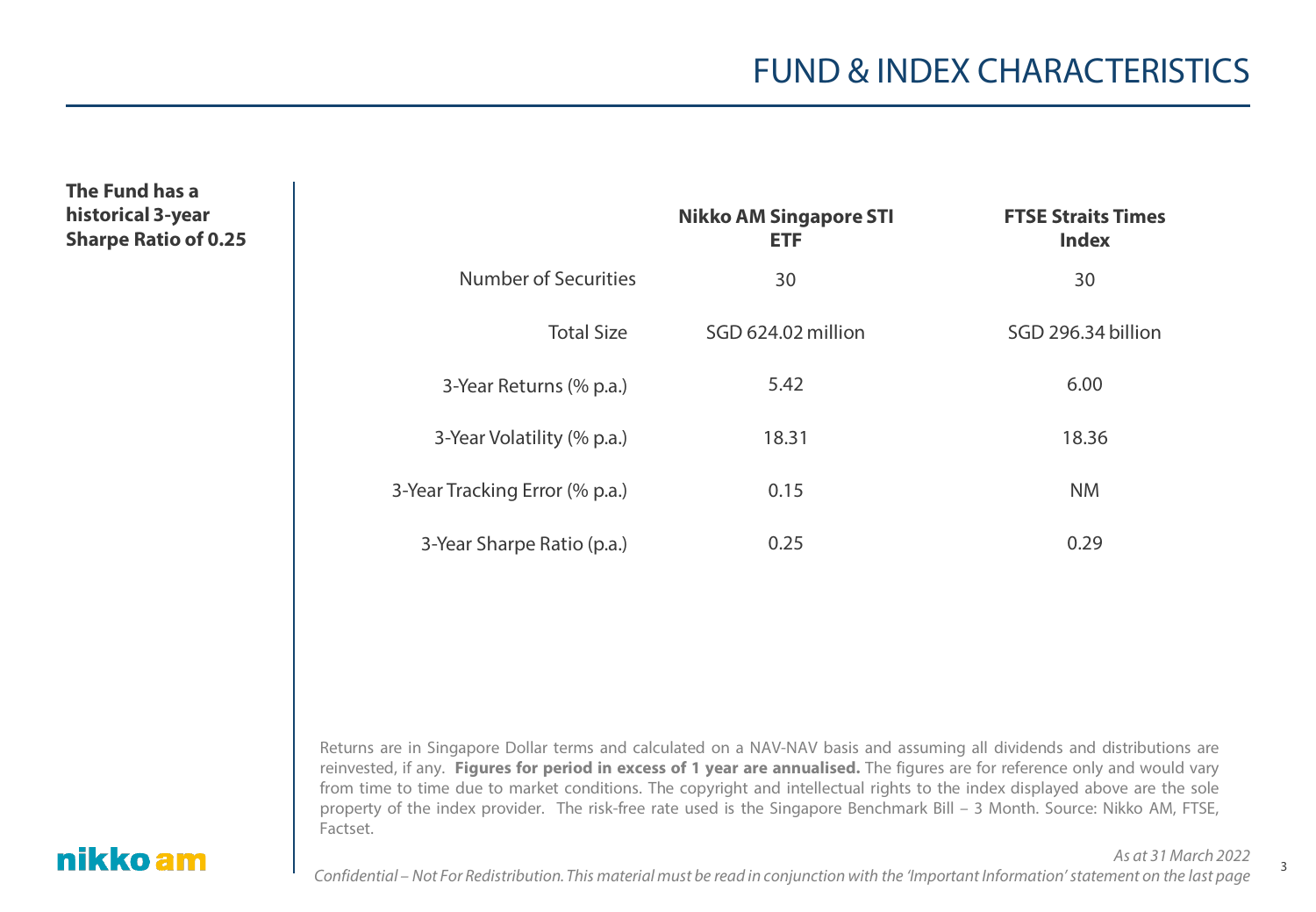# FUND & INDEX CHARACTERISTICS

**The Fund has a historical 3-year Sharpe Ratio of 0.25**

| | Nikko AM Singapore STI ETF | FTSE Straits Times Index |
|---|---|---|
| Number of Securities | 30 | 30 |
| Total Size | SGD 624.02 million | SGD 296.34 billion |
| 3-Year Returns (% p.a.) | 5.42 | 6.00 |
| 3-Year Volatility (% p.a.) | 18.31 | 18.36 |
| 3-Year Tracking Error (% p.a.) | 0.15 | NM |
| 3-Year Sharpe Ratio (p.a.) | 0.25 | 0.29 |

Returns are in Singapore Dollar terms and calculated on a NAV-NAV basis and assuming all dividends and distributions are reinvested, if any. **Figures for period in excess of 1 year are annualised.** The figures are for reference only and would vary from time to time due to market conditions. The copyright and intellectual rights to the index displayed above are the sole property of the index provider. The risk-free rate used is the Singapore Benchmark Bill – 3 Month. Source: Nikko AM, FTSE, Factset.

*As at 31 March 2022*

*Confidential – Not For Redistribution. This material must be read in conjunction with the 'Important Information' statement on the last page*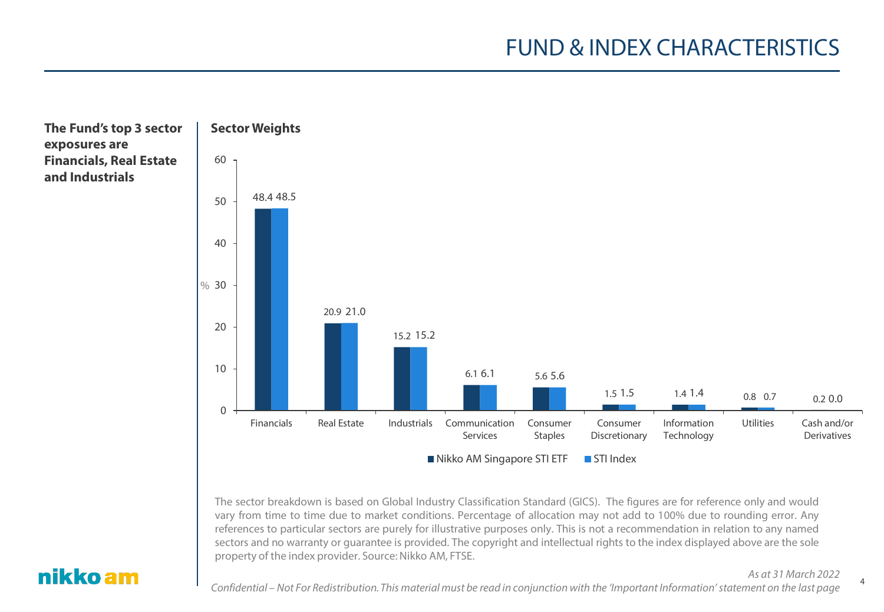# FUND & INDEX CHARACTERISTICS

**The Fund's top 3 sector exposures are Financials, Real Estate and Industrials**

**Sector Weights**

60
50
40
% 30
20
10
0

48.4 48.5
20.9 21.0
15.2 15.2
6.1 6.1
5.6 5.6
1.5 1.5
1.4 1.4
0.8 0.7
0.2 0.0

Financials
Real Estate
Industrials
Communication Services
Consumer Staples
Consumer Discretionary
Information Technology
Utilities
Cash and/or Derivatives

Nikko AM Singapore STI ETF
STI Index

The sector breakdown is based on Global Industry Classification Standard (GICS). The figures are for reference only and would vary from time to time due to market conditions. Percentage of allocation may not add to 100% due to rounding error. Any references to particular sectors are purely for illustrative purposes only. This is not a recommendation in relation to any named sectors and no warranty or guarantee is provided. The copyright and intellectual rights to the index displayed above are the sole property of the index provider. Source: Nikko AM, FTSE.

*As at 31 March 2022*

*Confidential – Not For Redistribution. This material must be read in conjunction with the 'Important Information' statement on the last page*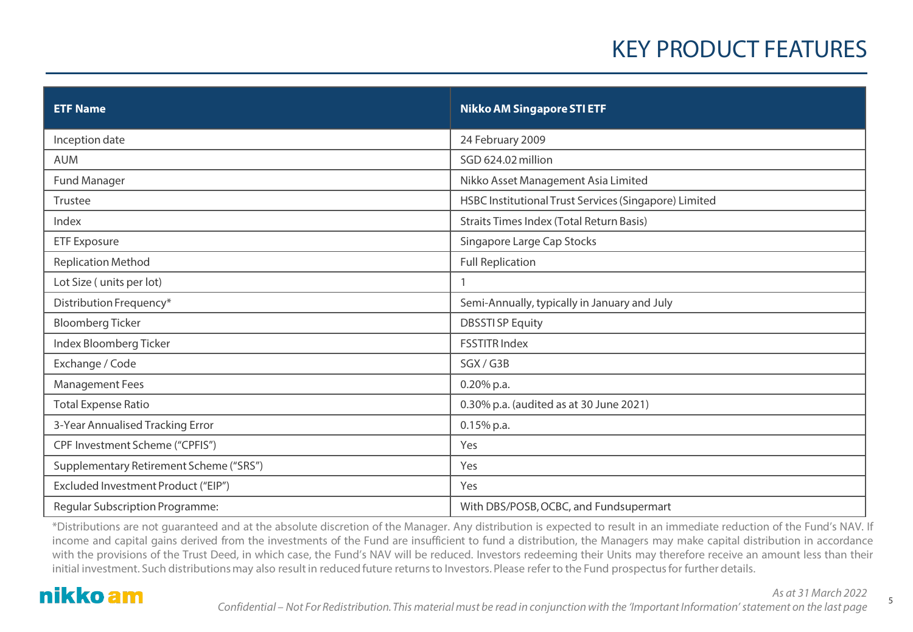# KEY PRODUCT FEATURES

| ETF Name | Nikko AM Singapore STI ETF |
|---|---|
| Inception date | 24 February 2009 |
| AUM | SGD 624.02 million |
| Fund Manager | Nikko Asset Management Asia Limited |
| Trustee | HSBC Institutional Trust Services (Singapore) Limited |
| Index | Straits Times Index (Total Return Basis) |
| ETF Exposure | Singapore Large Cap Stocks |
| Replication Method | Full Replication |
| Lot Size ( units per lot) | 1 |
| Distribution Frequency* | Semi-Annually, typically in January and July |
| Bloomberg Ticker | DBSSTI SP Equity |
| Index Bloomberg Ticker | FSSTITR Index |
| Exchange / Code | SGX / G3B |
| Management Fees | 0.20% p.a. |
| Total Expense Ratio | 0.30% p.a. (audited as at 30 June 2021) |
| 3-Year Annualised Tracking Error | 0.15% p.a. |
| CPF Investment Scheme ("CPFIS") | Yes |
| Supplementary Retirement Scheme ("SRS") | Yes |
| Excluded Investment Product ("EIP") | Yes |
| Regular Subscription Programme: | With DBS/POSB, OCBC, and Fundsupermart |

*Distributions are not guaranteed and at the absolute discretion of the Manager. Any distribution is expected to result in an immediate reduction of the Fund's NAV. If income and capital gains derived from the investments of the Fund are insufficient to fund a distribution, the Managers may make capital distribution in accordance with the provisions of the Trust Deed, in which case, the Fund's NAV will be reduced. Investors redeeming their Units may therefore receive an amount less than their initial investment. Such distributions may also result in reduced future returns to Investors. Please refer to the Fund prospectus for further details.

*As at 31 March 2022*

*Confidential – Not For Redistribution. This material must be read in conjunction with the 'Important Information' statement on the last page*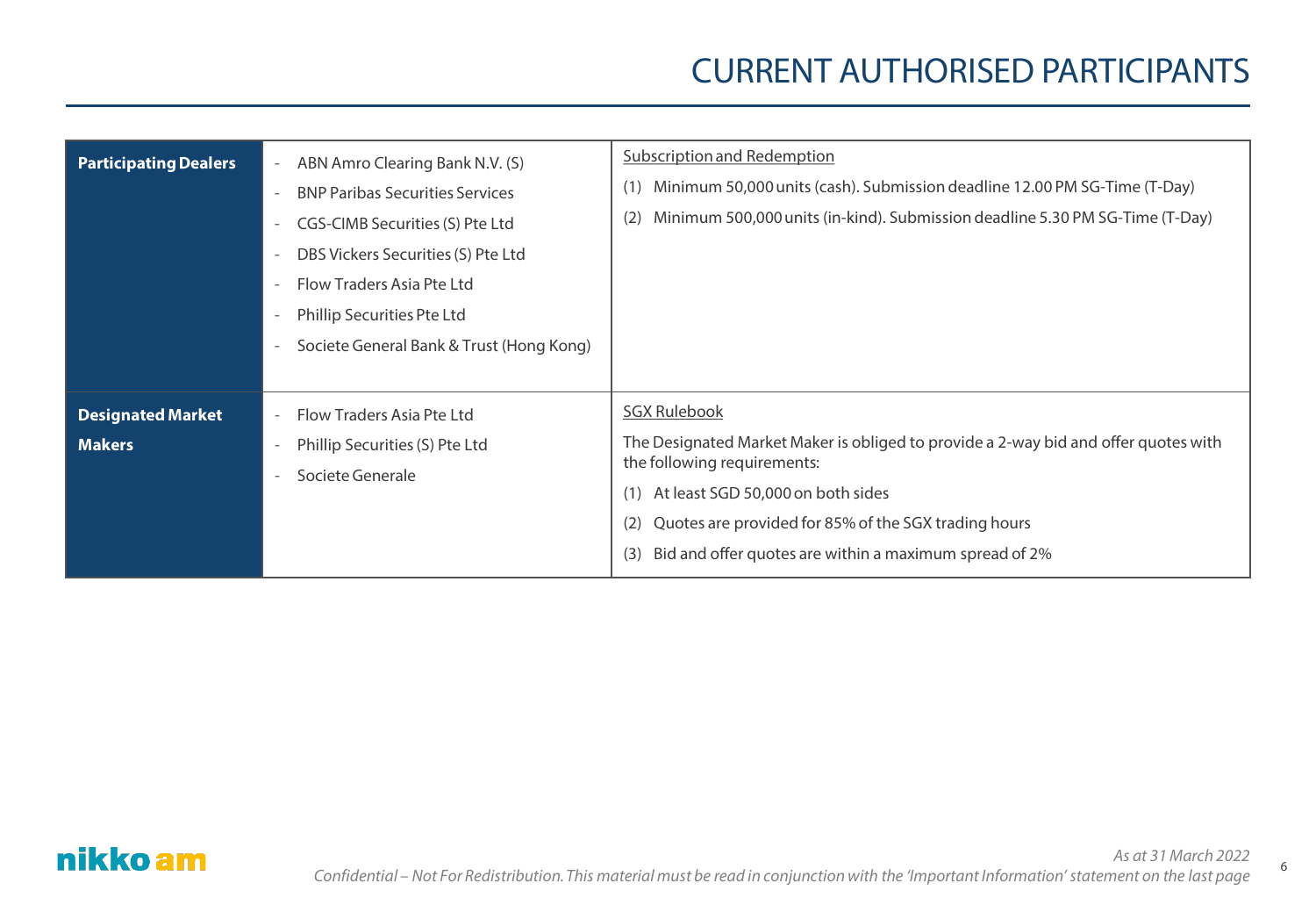# CURRENT AUTHORISED PARTICIPANTS

| | | |
|---|---|---|
| **Participating Dealers** | - ABN Amro Clearing Bank N.V. (S)<br>- BNP Paribas Securities Services<br>- CGS-CIMB Securities (S) Pte Ltd<br>- DBS Vickers Securities (S) Pte Ltd<br>- Flow Traders Asia Pte Ltd<br>- Phillip Securities Pte Ltd<br>- Societe General Bank & Trust (Hong Kong) | Subscription and Redemption<br>(1) Minimum 50,000 units (cash). Submission deadline 12.00 PM SG-Time (T-Day)<br>(2) Minimum 500,000 units (in-kind). Submission deadline 5.30 PM SG-Time (T-Day) |
| **Designated Market Makers** | - Flow Traders Asia Pte Ltd<br>- Phillip Securities (S) Pte Ltd<br>- Societe Generale | SGX Rulebook<br>The Designated Market Maker is obliged to provide a 2-way bid and offer quotes with the following requirements:<br>(1) At least SGD 50,000 on both sides<br>(2) Quotes are provided for 85% of the SGX trading hours<br>(3) Bid and offer quotes are within a maximum spread of 2% |

*As at 31 March 2022*

*Confidential – Not For Redistribution. This material must be read in conjunction with the 'Important Information' statement on the last page*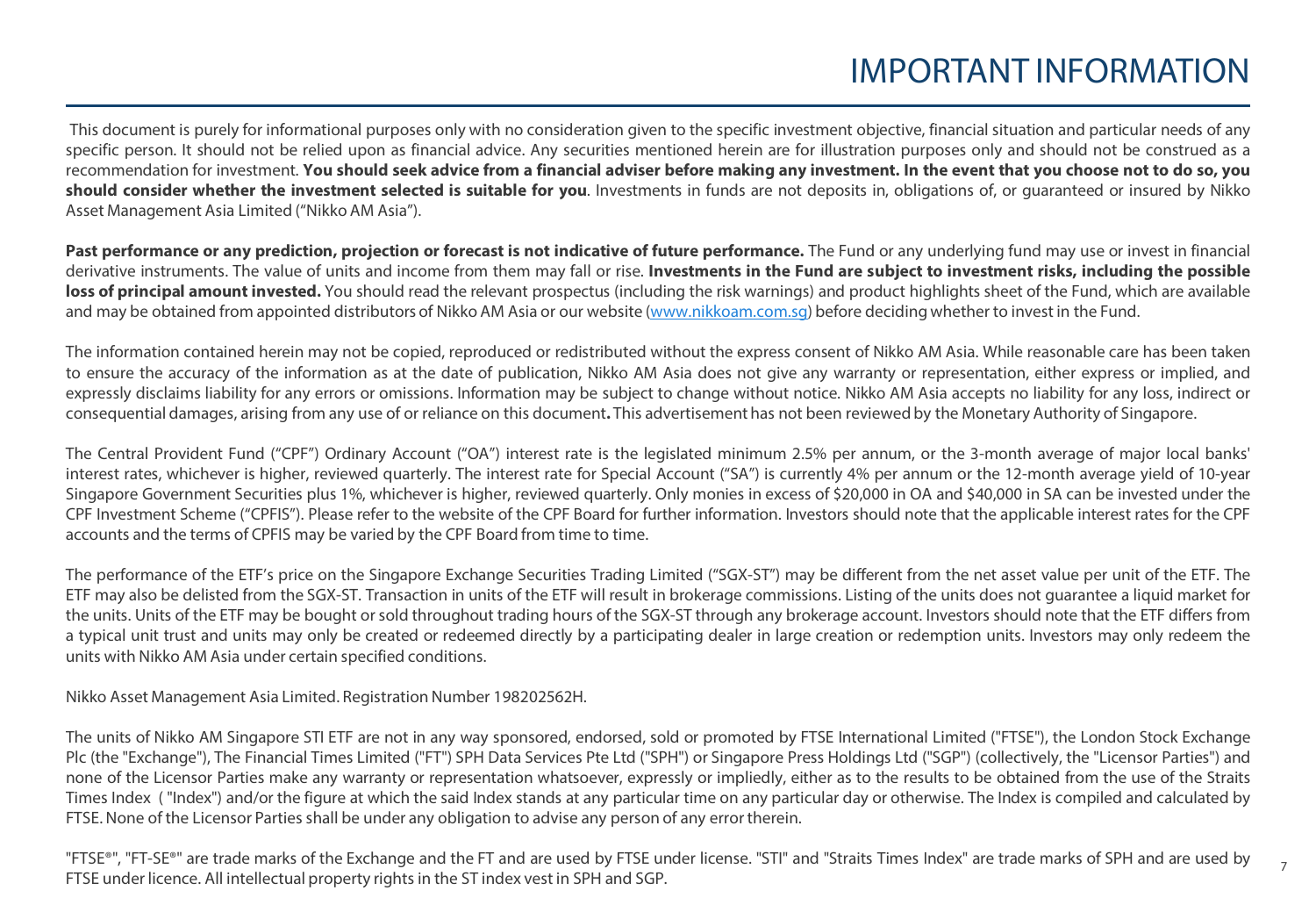# IMPORTANT INFORMATION

This document is purely for informational purposes only with no consideration given to the specific investment objective, financial situation and particular needs of any specific person. It should not be relied upon as financial advice. Any securities mentioned herein are for illustration purposes only and should not be construed as a recommendation for investment. **You should seek advice from a financial adviser before making any investment. In the event that you choose not to do so, you should consider whether the investment selected is suitable for you**. Investments in funds are not deposits in, obligations of, or guaranteed or insured by Nikko Asset Management Asia Limited ("Nikko AM Asia").

**Past performance or any prediction, projection or forecast is not indicative of future performance.** The Fund or any underlying fund may use or invest in financial derivative instruments. The value of units and income from them may fall or rise. **Investments in the Fund are subject to investment risks, including the possible loss of principal amount invested.** You should read the relevant prospectus (including the risk warnings) and product highlights sheet of the Fund, which are available and may be obtained from appointed distributors of Nikko AM Asia or our website (www.nikkoam.com.sg) before deciding whether to invest in the Fund.

The information contained herein may not be copied, reproduced or redistributed without the express consent of Nikko AM Asia. While reasonable care has been taken to ensure the accuracy of the information as at the date of publication, Nikko AM Asia does not give any warranty or representation, either express or implied, and expressly disclaims liability for any errors or omissions. Information may be subject to change without notice. Nikko AM Asia accepts no liability for any loss, indirect or consequential damages, arising from any use of or reliance on this document**.** This advertisement has not been reviewed by the Monetary Authority of Singapore.

The Central Provident Fund ("CPF") Ordinary Account ("OA") interest rate is the legislated minimum 2.5% per annum, or the 3-month average of major local banks' interest rates, whichever is higher, reviewed quarterly. The interest rate for Special Account ("SA") is currently 4% per annum or the 12-month average yield of 10-year Singapore Government Securities plus 1%, whichever is higher, reviewed quarterly. Only monies in excess of $20,000 in OA and $40,000 in SA can be invested under the CPF Investment Scheme ("CPFIS"). Please refer to the website of the CPF Board for further information. Investors should note that the applicable interest rates for the CPF accounts and the terms of CPFIS may be varied by the CPF Board from time to time.

The performance of the ETF's price on the Singapore Exchange Securities Trading Limited ("SGX-ST") may be different from the net asset value per unit of the ETF. The ETF may also be delisted from the SGX-ST. Transaction in units of the ETF will result in brokerage commissions. Listing of the units does not guarantee a liquid market for the units. Units of the ETF may be bought or sold throughout trading hours of the SGX-ST through any brokerage account. Investors should note that the ETF differs from a typical unit trust and units may only be created or redeemed directly by a participating dealer in large creation or redemption units. Investors may only redeem the units with Nikko AM Asia under certain specified conditions.

Nikko Asset Management Asia Limited. Registration Number 198202562H.

The units of Nikko AM Singapore STI ETF are not in any way sponsored, endorsed, sold or promoted by FTSE International Limited ("FTSE"), the London Stock Exchange Plc (the "Exchange"), The Financial Times Limited ("FT") SPH Data Services Pte Ltd ("SPH") or Singapore Press Holdings Ltd ("SGP") (collectively, the "Licensor Parties") and none of the Licensor Parties make any warranty or representation whatsoever, expressly or impliedly, either as to the results to be obtained from the use of the Straits Times Index ( "Index") and/or the figure at which the said Index stands at any particular time on any particular day or otherwise. The Index is compiled and calculated by FTSE. None of the Licensor Parties shall be under any obligation to advise any person of any error therein.

"FTSE®", "FT-SE®" are trade marks of the Exchange and the FT and are used by FTSE under license. "STI" and "Straits Times Index" are trade marks of SPH and are used by FTSE under licence. All intellectual property rights in the ST index vest in SPH and SGP.